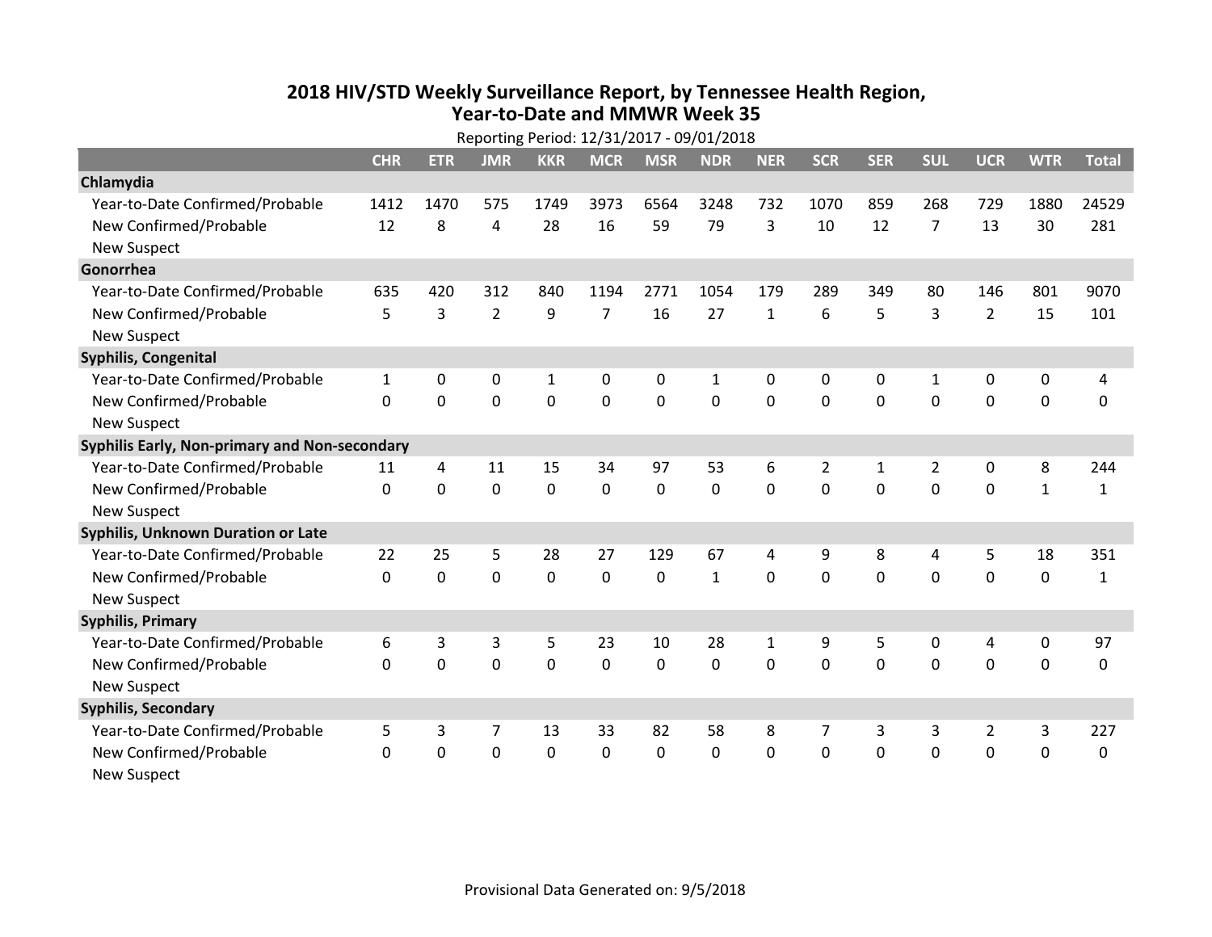# 2018 HIV/STD Weekly Surveillance Report, by Tennessee Health Region, Year-to-Date and MMWR Week 35

Reporting Period: 12/31/2017 - 09/01/2018

| | CHR | ETR | JMR | KKR | MCR | MSR | NDR | NER | SCR | SER | SUL | UCR | WTR | Total |
|---|---|---|---|---|---|---|---|---|---|---|---|---|---|---|
| **Chlamydia** | | | | | | | | | | | | | | |
| Year-to-Date Confirmed/Probable | 1412 | 1470 | 575 | 1749 | 3973 | 6564 | 3248 | 732 | 1070 | 859 | 268 | 729 | 1880 | 24529 |
| New Confirmed/Probable | 12 | 8 | 4 | 28 | 16 | 59 | 79 | 3 | 10 | 12 | 7 | 13 | 30 | 281 |
| New Suspect | | | | | | | | | | | | | | |
| **Gonorrhea** | | | | | | | | | | | | | | |
| Year-to-Date Confirmed/Probable | 635 | 420 | 312 | 840 | 1194 | 2771 | 1054 | 179 | 289 | 349 | 80 | 146 | 801 | 9070 |
| New Confirmed/Probable | 5 | 3 | 2 | 9 | 7 | 16 | 27 | 1 | 6 | 5 | 3 | 2 | 15 | 101 |
| New Suspect | | | | | | | | | | | | | | |
| **Syphilis, Congenital** | | | | | | | | | | | | | | |
| Year-to-Date Confirmed/Probable | 1 | 0 | 0 | 1 | 0 | 0 | 1 | 0 | 0 | 0 | 1 | 0 | 0 | 4 |
| New Confirmed/Probable | 0 | 0 | 0 | 0 | 0 | 0 | 0 | 0 | 0 | 0 | 0 | 0 | 0 | 0 |
| New Suspect | | | | | | | | | | | | | | |
| **Syphilis Early, Non-primary and Non-secondary** | | | | | | | | | | | | | | |
| Year-to-Date Confirmed/Probable | 11 | 4 | 11 | 15 | 34 | 97 | 53 | 6 | 2 | 1 | 2 | 0 | 8 | 244 |
| New Confirmed/Probable | 0 | 0 | 0 | 0 | 0 | 0 | 0 | 0 | 0 | 0 | 0 | 0 | 1 | 1 |
| New Suspect | | | | | | | | | | | | | | |
| **Syphilis, Unknown Duration or Late** | | | | | | | | | | | | | | |
| Year-to-Date Confirmed/Probable | 22 | 25 | 5 | 28 | 27 | 129 | 67 | 4 | 9 | 8 | 4 | 5 | 18 | 351 |
| New Confirmed/Probable | 0 | 0 | 0 | 0 | 0 | 0 | 1 | 0 | 0 | 0 | 0 | 0 | 0 | 1 |
| New Suspect | | | | | | | | | | | | | | |
| **Syphilis, Primary** | | | | | | | | | | | | | | |
| Year-to-Date Confirmed/Probable | 6 | 3 | 3 | 5 | 23 | 10 | 28 | 1 | 9 | 5 | 0 | 4 | 0 | 97 |
| New Confirmed/Probable | 0 | 0 | 0 | 0 | 0 | 0 | 0 | 0 | 0 | 0 | 0 | 0 | 0 | 0 |
| New Suspect | | | | | | | | | | | | | | |
| **Syphilis, Secondary** | | | | | | | | | | | | | | |
| Year-to-Date Confirmed/Probable | 5 | 3 | 7 | 13 | 33 | 82 | 58 | 8 | 7 | 3 | 3 | 2 | 3 | 227 |
| New Confirmed/Probable | 0 | 0 | 0 | 0 | 0 | 0 | 0 | 0 | 0 | 0 | 0 | 0 | 0 | 0 |
| New Suspect | | | | | | | | | | | | | | |

Provisional Data Generated on: 9/5/2018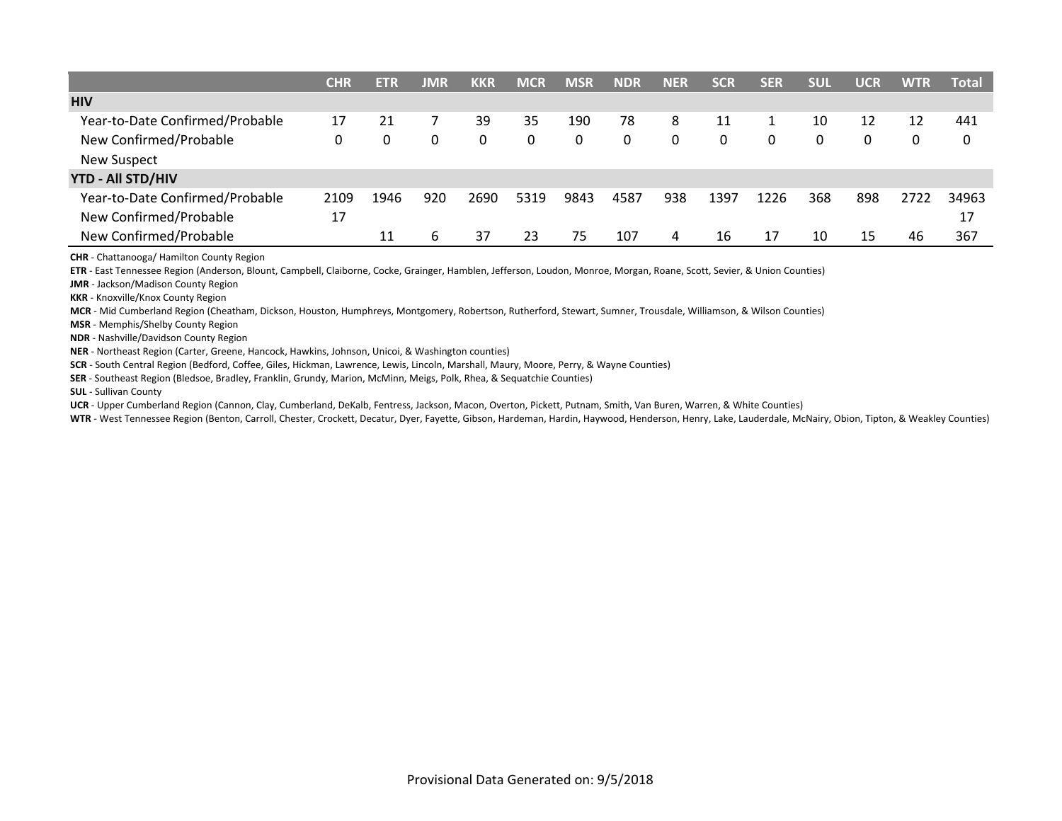| | CHR | ETR | JMR | KKR | MCR | MSR | NDR | NER | SCR | SER | SUL | UCR | WTR | Total |
|---|---|---|---|---|---|---|---|---|---|---|---|---|---|---|
| **HIV** | | | | | | | | | | | | | | |
| Year-to-Date Confirmed/Probable | 17 | 21 | 7 | 39 | 35 | 190 | 78 | 8 | 11 | 1 | 10 | 12 | 12 | 441 |
| New Confirmed/Probable | 0 | 0 | 0 | 0 | 0 | 0 | 0 | 0 | 0 | 0 | 0 | 0 | 0 | 0 |
| New Suspect | | | | | | | | | | | | | | |
| **YTD - All STD/HIV** | | | | | | | | | | | | | | |
| Year-to-Date Confirmed/Probable | 2109 | 1946 | 920 | 2690 | 5319 | 9843 | 4587 | 938 | 1397 | 1226 | 368 | 898 | 2722 | 34963 |
| New Confirmed/Probable | 17 | | | | | | | | | | | | | 17 |
| New Confirmed/Probable | | 11 | 6 | 37 | 23 | 75 | 107 | 4 | 16 | 17 | 10 | 15 | 46 | 367 |

**CHR** - Chattanooga/ Hamilton County Region

**ETR** - East Tennessee Region (Anderson, Blount, Campbell, Claiborne, Cocke, Grainger, Hamblen, Jefferson, Loudon, Monroe, Morgan, Roane, Scott, Sevier, & Union Counties)

**JMR** - Jackson/Madison County Region

**KKR** - Knoxville/Knox County Region

**MCR** - Mid Cumberland Region (Cheatham, Dickson, Houston, Humphreys, Montgomery, Robertson, Rutherford, Stewart, Sumner, Trousdale, Williamson, & Wilson Counties)

**MSR** - Memphis/Shelby County Region

**NDR** - Nashville/Davidson County Region

**NER** - Northeast Region (Carter, Greene, Hancock, Hawkins, Johnson, Unicoi, & Washington counties)

**SCR** - South Central Region (Bedford, Coffee, Giles, Hickman, Lawrence, Lewis, Lincoln, Marshall, Maury, Moore, Perry, & Wayne Counties)

**SER** - Southeast Region (Bledsoe, Bradley, Franklin, Grundy, Marion, McMinn, Meigs, Polk, Rhea, & Sequatchie Counties)

**SUL** - Sullivan County

**UCR** - Upper Cumberland Region (Cannon, Clay, Cumberland, DeKalb, Fentress, Jackson, Macon, Overton, Pickett, Putnam, Smith, Van Buren, Warren, & White Counties)

**WTR** - West Tennessee Region (Benton, Carroll, Chester, Crockett, Decatur, Dyer, Fayette, Gibson, Hardeman, Hardin, Haywood, Henderson, Henry, Lake, Lauderdale, McNairy, Obion, Tipton, & Weakley Counties)

Provisional Data Generated on: 9/5/2018